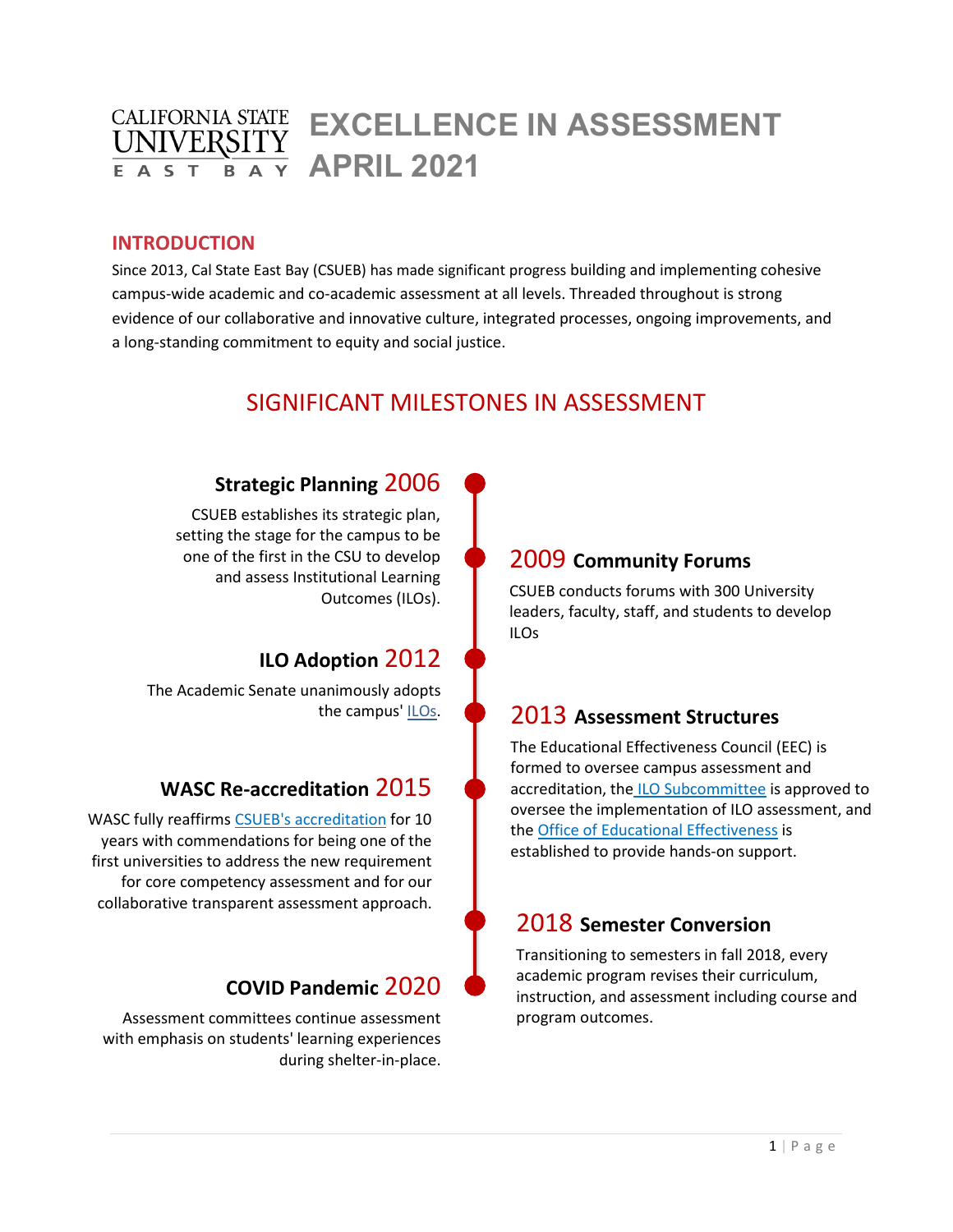# EXCELLENCE IN ASSESSMENT APRIL 2021

California State University East Bay

## INTRODUCTION

Since 2013, Cal State East Bay (CSUEB) has made significant progress building and implementing cohesive campus-wide academic and co-academic assessment at all levels. Threaded throughout is strong evidence of our collaborative and innovative culture, integrated processes, ongoing improvements, and a long-standing commitment to equity and social justice.

## SIGNIFICANT MILESTONES IN ASSESSMENT

### Strategic Planning 2006

CSUEB establishes its strategic plan, setting the stage for the campus to be one of the first in the CSU to develop and assess Institutional Learning Outcomes (ILOs).

### 2009 Community Forums

CSUEB conducts forums with 300 University leaders, faculty, staff, and students to develop ILOs

### ILO Adoption 2012

The Academic Senate unanimously adopts the campus' ILOs.

### 2013 Assessment Structures

The Educational Effectiveness Council (EEC) is formed to oversee campus assessment and accreditation, the ILO Subcommittee is approved to oversee the implementation of ILO assessment, and the Office of Educational Effectiveness is established to provide hands-on support.

### WASC Re-accreditation 2015

WASC fully reaffirms CSUEB's accreditation for 10 years with commendations for being one of the first universities to address the new requirement for core competency assessment and for our collaborative transparent assessment approach.

### 2018 Semester Conversion

Transitioning to semesters in fall 2018, every academic program revises their curriculum, instruction, and assessment including course and program outcomes.

### COVID Pandemic 2020

Assessment committees continue assessment with emphasis on students' learning experiences during shelter-in-place.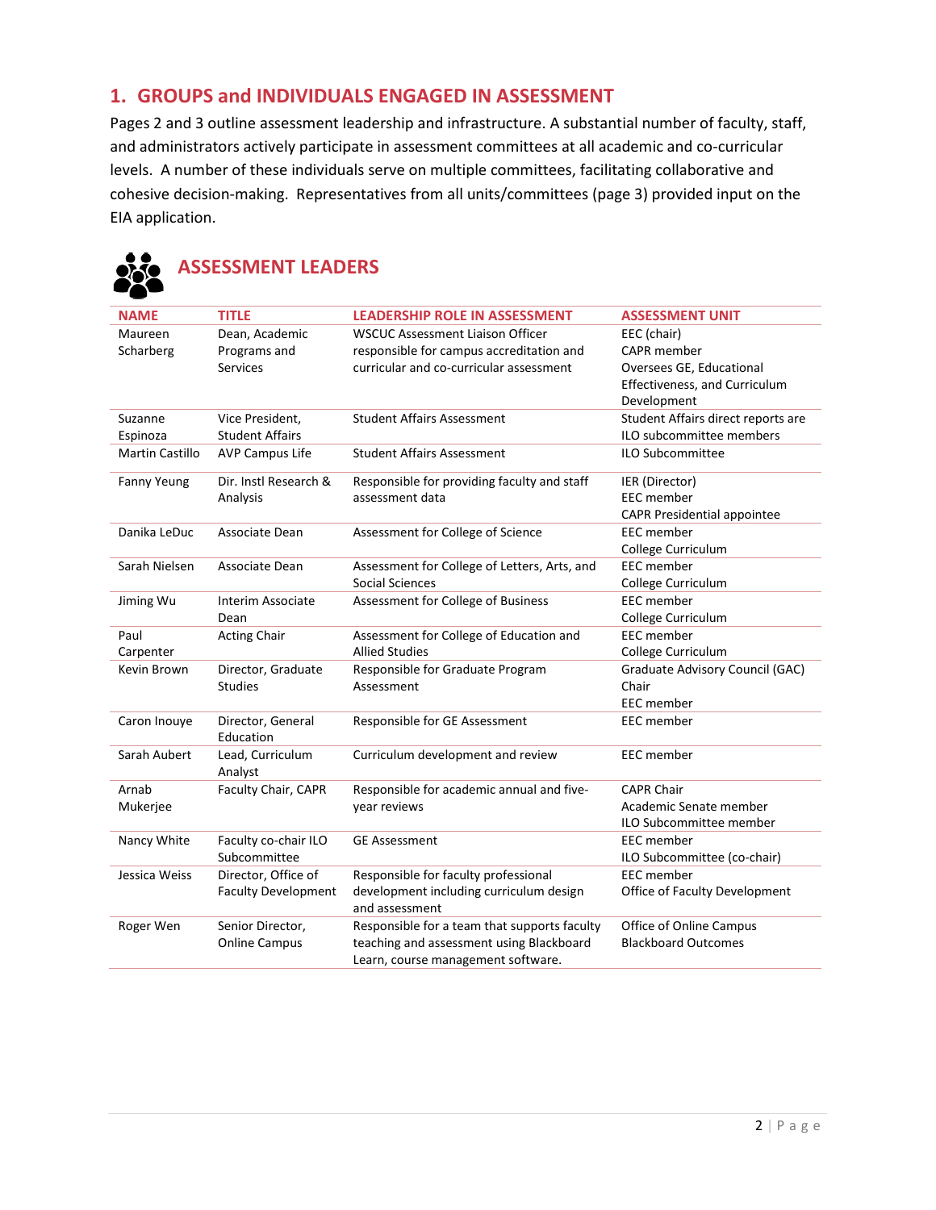## 1. GROUPS and INDIVIDUALS ENGAGED IN ASSESSMENT

Pages 2 and 3 outline assessment leadership and infrastructure. A substantial number of faculty, staff, and administrators actively participate in assessment committees at all academic and co-curricular levels. A number of these individuals serve on multiple committees, facilitating collaborative and cohesive decision-making. Representatives from all units/committees (page 3) provided input on the EIA application.

## ASSESSMENT LEADERS

| NAME | TITLE | LEADERSHIP ROLE IN ASSESSMENT | ASSESSMENT UNIT |
|---|---|---|---|
| Maureen Scharberg | Dean, Academic Programs and Services | WSCUC Assessment Liaison Officer responsible for campus accreditation and curricular and co-curricular assessment | EEC (chair)<br>CAPR member<br>Oversees GE, Educational Effectiveness, and Curriculum Development |
| Suzanne Espinoza | Vice President, Student Affairs | Student Affairs Assessment | Student Affairs direct reports are ILO subcommittee members |
| Martin Castillo | AVP Campus Life | Student Affairs Assessment | ILO Subcommittee |
| Fanny Yeung | Dir. Instl Research & Analysis | Responsible for providing faculty and staff assessment data | IER (Director)<br>EEC member<br>CAPR Presidential appointee |
| Danika LeDuc | Associate Dean | Assessment for College of Science | EEC member<br>College Curriculum |
| Sarah Nielsen | Associate Dean | Assessment for College of Letters, Arts, and Social Sciences | EEC member<br>College Curriculum |
| Jiming Wu | Interim Associate Dean | Assessment for College of Business | EEC member<br>College Curriculum |
| Paul Carpenter | Acting Chair | Assessment for College of Education and Allied Studies | EEC member<br>College Curriculum |
| Kevin Brown | Director, Graduate Studies | Responsible for Graduate Program Assessment | Graduate Advisory Council (GAC) Chair<br>EEC member |
| Caron Inouye | Director, General Education | Responsible for GE Assessment | EEC member |
| Sarah Aubert | Lead, Curriculum Analyst | Curriculum development and review | EEC member |
| Arnab Mukerjee | Faculty Chair, CAPR | Responsible for academic annual and five-year reviews | CAPR Chair<br>Academic Senate member<br>ILO Subcommittee member |
| Nancy White | Faculty co-chair ILO Subcommittee | GE Assessment | EEC member<br>ILO Subcommittee (co-chair) |
| Jessica Weiss | Director, Office of Faculty Development | Responsible for faculty professional development including curriculum design and assessment | EEC member<br>Office of Faculty Development |
| Roger Wen | Senior Director, Online Campus | Responsible for a team that supports faculty teaching and assessment using Blackboard Learn, course management software. | Office of Online Campus<br>Blackboard Outcomes |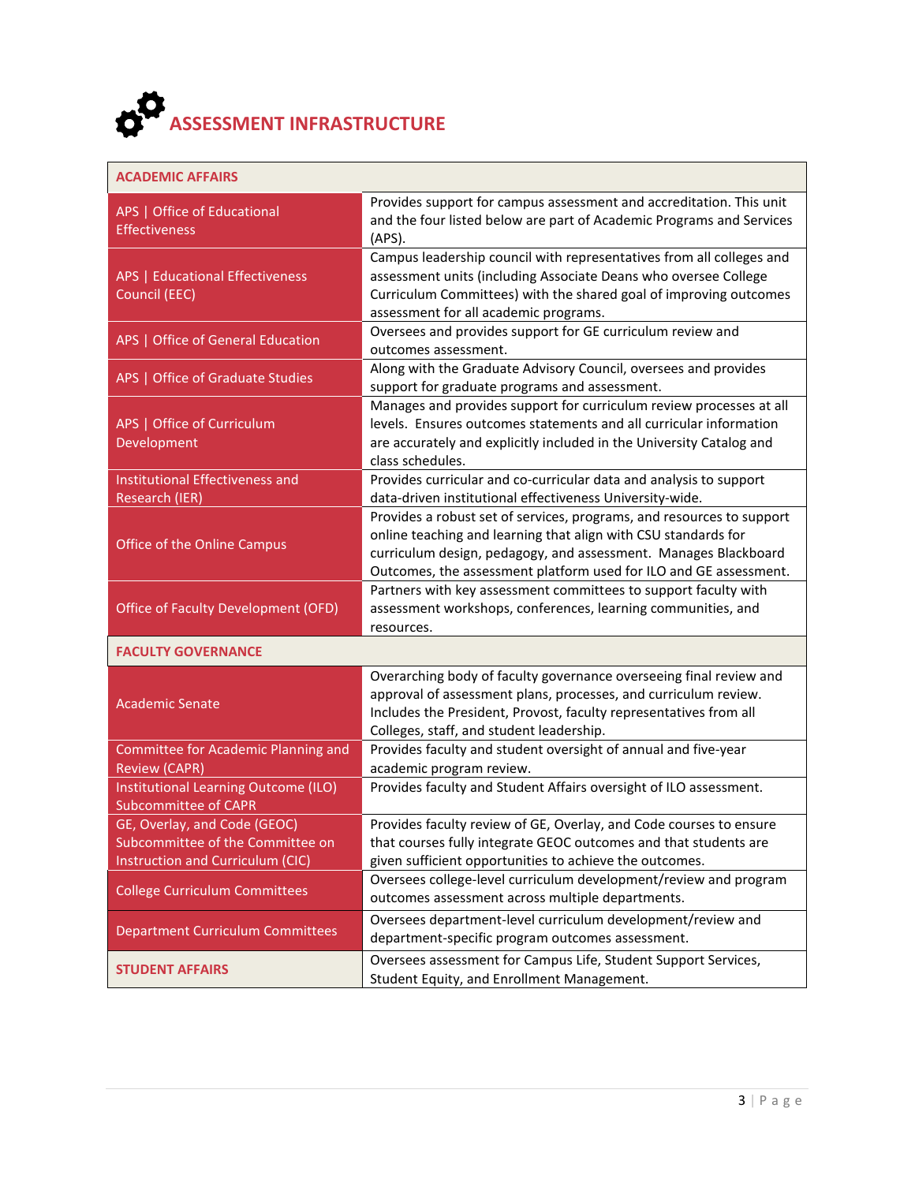# ASSESSMENT INFRASTRUCTURE

| ACADEMIC AFFAIRS | |
|---|---|
| APS \| Office of Educational Effectiveness | Provides support for campus assessment and accreditation. This unit and the four listed below are part of Academic Programs and Services (APS). |
| APS \| Educational Effectiveness Council (EEC) | Campus leadership council with representatives from all colleges and assessment units (including Associate Deans who oversee College Curriculum Committees) with the shared goal of improving outcomes assessment for all academic programs. |
| APS \| Office of General Education | Oversees and provides support for GE curriculum review and outcomes assessment. |
| APS \| Office of Graduate Studies | Along with the Graduate Advisory Council, oversees and provides support for graduate programs and assessment. |
| APS \| Office of Curriculum Development | Manages and provides support for curriculum review processes at all levels. Ensures outcomes statements and all curricular information are accurately and explicitly included in the University Catalog and class schedules. |
| Institutional Effectiveness and Research (IER) | Provides curricular and co-curricular data and analysis to support data-driven institutional effectiveness University-wide. |
| Office of the Online Campus | Provides a robust set of services, programs, and resources to support online teaching and learning that align with CSU standards for curriculum design, pedagogy, and assessment. Manages Blackboard Outcomes, the assessment platform used for ILO and GE assessment. |
| Office of Faculty Development (OFD) | Partners with key assessment committees to support faculty with assessment workshops, conferences, learning communities, and resources. |
| **FACULTY GOVERNANCE** | |
| Academic Senate | Overarching body of faculty governance overseeing final review and approval of assessment plans, processes, and curriculum review. Includes the President, Provost, faculty representatives from all Colleges, staff, and student leadership. |
| Committee for Academic Planning and Review (CAPR) | Provides faculty and student oversight of annual and five-year academic program review. |
| Institutional Learning Outcome (ILO) Subcommittee of CAPR | Provides faculty and Student Affairs oversight of ILO assessment. |
| GE, Overlay, and Code (GEOC) Subcommittee of the Committee on Instruction and Curriculum (CIC) | Provides faculty review of GE, Overlay, and Code courses to ensure that courses fully integrate GEOC outcomes and that students are given sufficient opportunities to achieve the outcomes. |
| College Curriculum Committees | Oversees college-level curriculum development/review and program outcomes assessment across multiple departments. |
| Department Curriculum Committees | Oversees department-level curriculum development/review and department-specific program outcomes assessment. |
| **STUDENT AFFAIRS** | Oversees assessment for Campus Life, Student Support Services, Student Equity, and Enrollment Management. |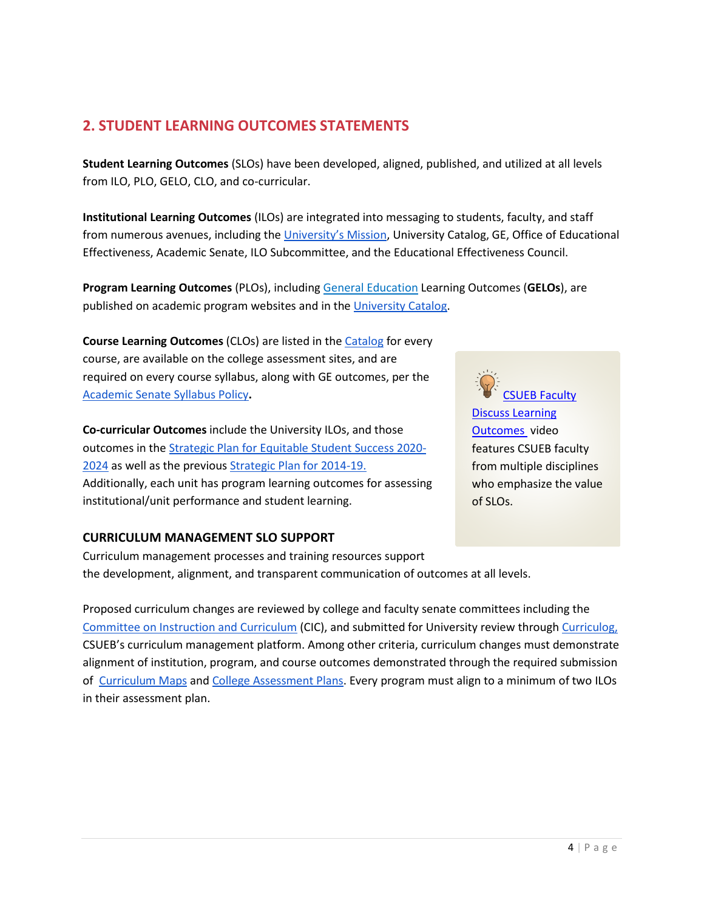## 2. STUDENT LEARNING OUTCOMES STATEMENTS

**Student Learning Outcomes** (SLOs) have been developed, aligned, published, and utilized at all levels from ILO, PLO, GELO, CLO, and co-curricular.

**Institutional Learning Outcomes** (ILOs) are integrated into messaging to students, faculty, and staff from numerous avenues, including the University's Mission, University Catalog, GE, Office of Educational Effectiveness, Academic Senate, ILO Subcommittee, and the Educational Effectiveness Council.

**Program Learning Outcomes** (PLOs), including General Education Learning Outcomes (**GELOs**), are published on academic program websites and in the University Catalog.

**Course Learning Outcomes** (CLOs) are listed in the Catalog for every course, are available on the college assessment sites, and are required on every course syllabus, along with GE outcomes, per the Academic Senate Syllabus Policy**.**

**Co-curricular Outcomes** include the University ILOs, and those outcomes in the Strategic Plan for Equitable Student Success 2020-2024 as well as the previous Strategic Plan for 2014-19. Additionally, each unit has program learning outcomes for assessing institutional/unit performance and student learning.

CSUEB Faculty Discuss Learning Outcomes video features CSUEB faculty from multiple disciplines who emphasize the value of SLOs.

### CURRICULUM MANAGEMENT SLO SUPPORT

Curriculum management processes and training resources support the development, alignment, and transparent communication of outcomes at all levels.

Proposed curriculum changes are reviewed by college and faculty senate committees including the Committee on Instruction and Curriculum (CIC), and submitted for University review through Curriculog, CSUEB's curriculum management platform. Among other criteria, curriculum changes must demonstrate alignment of institution, program, and course outcomes demonstrated through the required submission of Curriculum Maps and College Assessment Plans. Every program must align to a minimum of two ILOs in their assessment plan.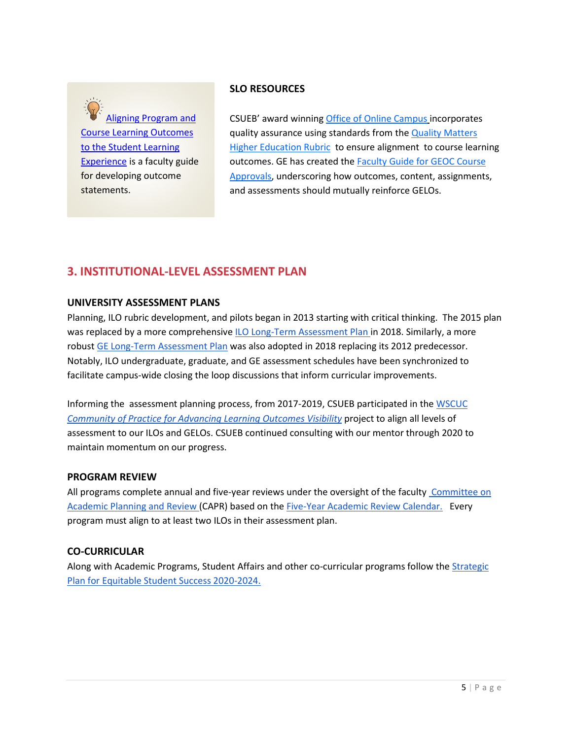Aligning Program and Course Learning Outcomes to the Student Learning Experience is a faculty guide for developing outcome statements.

**SLO RESOURCES**

CSUEB' award winning Office of Online Campus incorporates quality assurance using standards from the Quality Matters Higher Education Rubric to ensure alignment to course learning outcomes. GE has created the Faculty Guide for GEOC Course Approvals, underscoring how outcomes, content, assignments, and assessments should mutually reinforce GELOs.

## 3. INSTITUTIONAL-LEVEL ASSESSMENT PLAN

### UNIVERSITY ASSESSMENT PLANS

Planning, ILO rubric development, and pilots began in 2013 starting with critical thinking. The 2015 plan was replaced by a more comprehensive ILO Long-Term Assessment Plan in 2018. Similarly, a more robust GE Long-Term Assessment Plan was also adopted in 2018 replacing its 2012 predecessor. Notably, ILO undergraduate, graduate, and GE assessment schedules have been synchronized to facilitate campus-wide closing the loop discussions that inform curricular improvements.

Informing the assessment planning process, from 2017-2019, CSUEB participated in the WSCUC *Community of Practice for Advancing Learning Outcomes Visibility* project to align all levels of assessment to our ILOs and GELOs. CSUEB continued consulting with our mentor through 2020 to maintain momentum on our progress.

### PROGRAM REVIEW

All programs complete annual and five-year reviews under the oversight of the faculty Committee on Academic Planning and Review (CAPR) based on the Five-Year Academic Review Calendar. Every program must align to at least two ILOs in their assessment plan.

### CO-CURRICULAR

Along with Academic Programs, Student Affairs and other co-curricular programs follow the Strategic Plan for Equitable Student Success 2020-2024.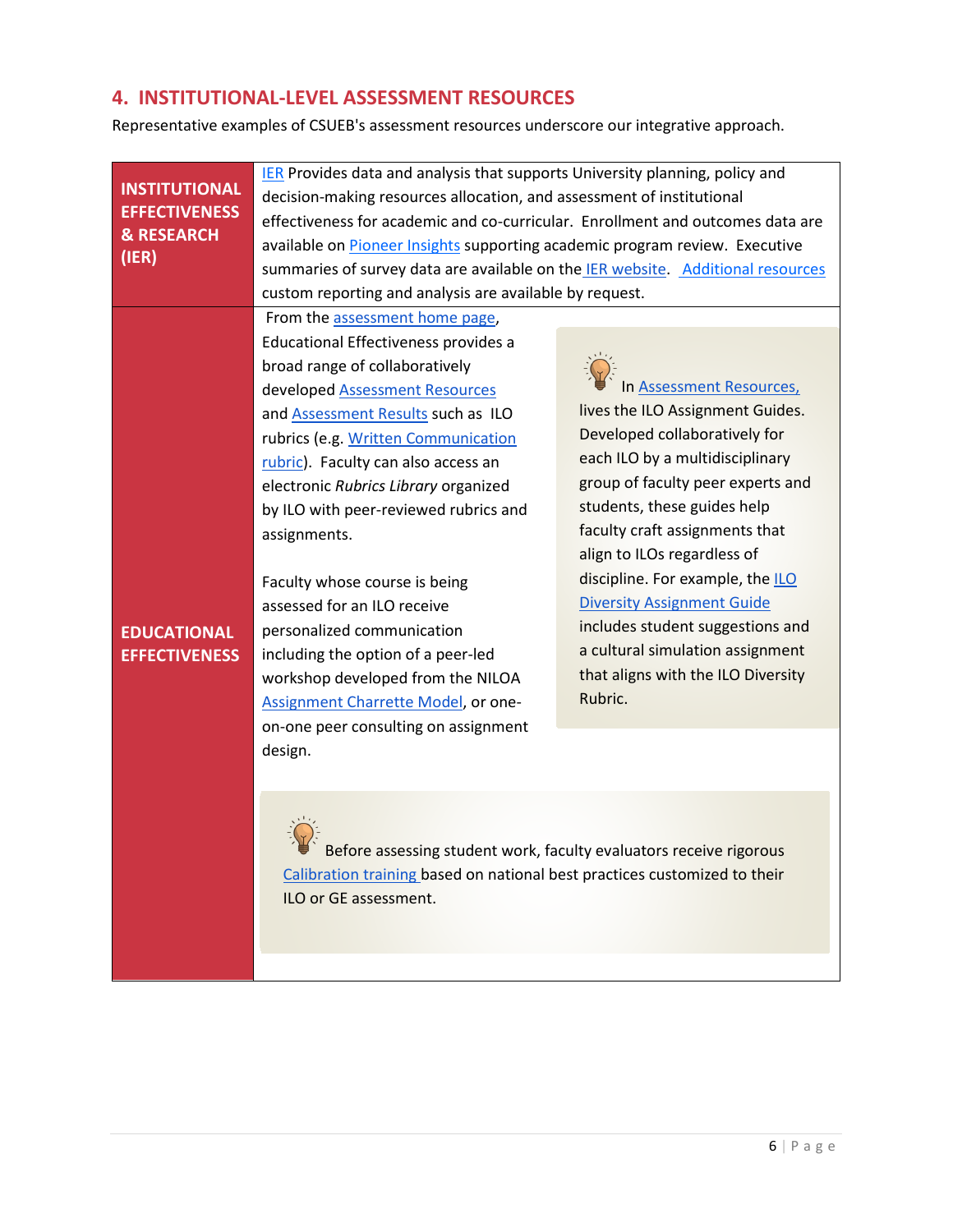## 4. INSTITUTIONAL-LEVEL ASSESSMENT RESOURCES

Representative examples of CSUEB's assessment resources underscore our integrative approach.

| | |
|---|---|
| **INSTITUTIONAL EFFECTIVENESS & RESEARCH (IER)** | IER Provides data and analysis that supports University planning, policy and decision-making resources allocation, and assessment of institutional effectiveness for academic and co-curricular. Enrollment and outcomes data are available on Pioneer Insights supporting academic program review. Executive summaries of survey data are available on the IER website. Additional resources custom reporting and analysis are available by request. |
| **EDUCATIONAL EFFECTIVENESS** | From the assessment home page, Educational Effectiveness provides a broad range of collaboratively developed Assessment Resources and Assessment Results such as ILO rubrics (e.g. Written Communication rubric). Faculty can also access an electronic *Rubrics Library* organized by ILO with peer-reviewed rubrics and assignments.<br><br>Faculty whose course is being assessed for an ILO receive personalized communication including the option of a peer-led workshop developed from the NILOA Assignment Charrette Model, or one-on-one peer consulting on assignment design.<br><br>In Assessment Resources, lives the ILO Assignment Guides. Developed collaboratively for each ILO by a multidisciplinary group of faculty peer experts and students, these guides help faculty craft assignments that align to ILOs regardless of discipline. For example, the ILO Diversity Assignment Guide includes student suggestions and a cultural simulation assignment that aligns with the ILO Diversity Rubric.<br><br>Before assessing student work, faculty evaluators receive rigorous Calibration training based on national best practices customized to their ILO or GE assessment. |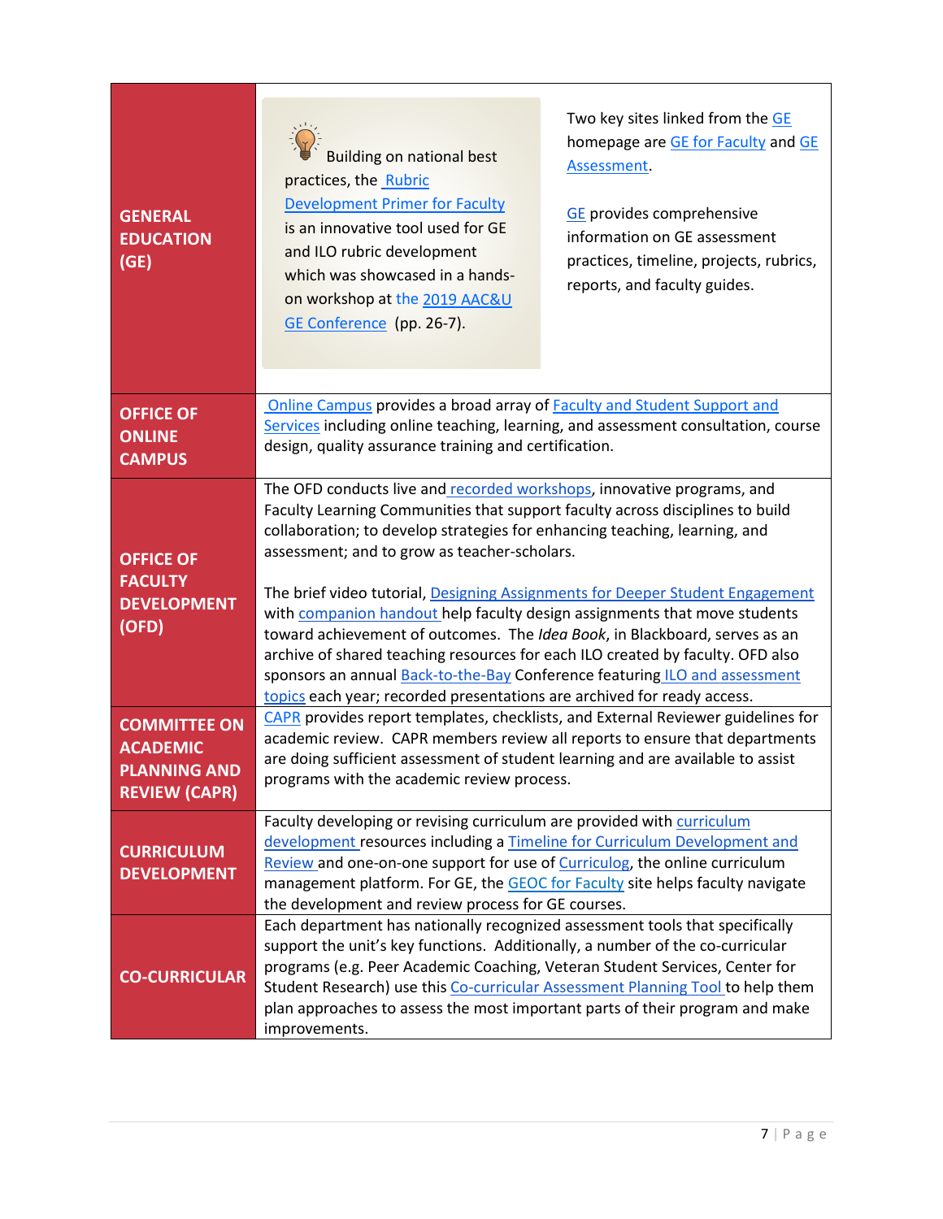| | |
|---|---|
| **GENERAL EDUCATION (GE)** | Building on national best practices, the Rubric Development Primer for Faculty is an innovative tool used for GE and ILO rubric development which was showcased in a hands-on workshop at the 2019 AAC&U GE Conference (pp. 26-7).<br><br>Two key sites linked from the GE homepage are GE for Faculty and GE Assessment.<br><br>GE provides comprehensive information on GE assessment practices, timeline, projects, rubrics, reports, and faculty guides. |
| **OFFICE OF ONLINE CAMPUS** | Online Campus provides a broad array of Faculty and Student Support and Services including online teaching, learning, and assessment consultation, course design, quality assurance training and certification. |
| **OFFICE OF FACULTY DEVELOPMENT (OFD)** | The OFD conducts live and recorded workshops, innovative programs, and Faculty Learning Communities that support faculty across disciplines to build collaboration; to develop strategies for enhancing teaching, learning, and assessment; and to grow as teacher-scholars.<br><br>The brief video tutorial, Designing Assignments for Deeper Student Engagement with companion handout help faculty design assignments that move students toward achievement of outcomes. The *Idea Book*, in Blackboard, serves as an archive of shared teaching resources for each ILO created by faculty. OFD also sponsors an annual Back-to-the-Bay Conference featuring ILO and assessment topics each year; recorded presentations are archived for ready access. |
| **COMMITTEE ON ACADEMIC PLANNING AND REVIEW (CAPR)** | CAPR provides report templates, checklists, and External Reviewer guidelines for academic review. CAPR members review all reports to ensure that departments are doing sufficient assessment of student learning and are available to assist programs with the academic review process. |
| **CURRICULUM DEVELOPMENT** | Faculty developing or revising curriculum are provided with curriculum development resources including a Timeline for Curriculum Development and Review and one-on-one support for use of Curriculog, the online curriculum management platform. For GE, the GEOC for Faculty site helps faculty navigate the development and review process for GE courses. |
| **CO-CURRICULAR** | Each department has nationally recognized assessment tools that specifically support the unit's key functions. Additionally, a number of the co-curricular programs (e.g. Peer Academic Coaching, Veteran Student Services, Center for Student Research) use this Co-curricular Assessment Planning Tool to help them plan approaches to assess the most important parts of their program and make improvements. |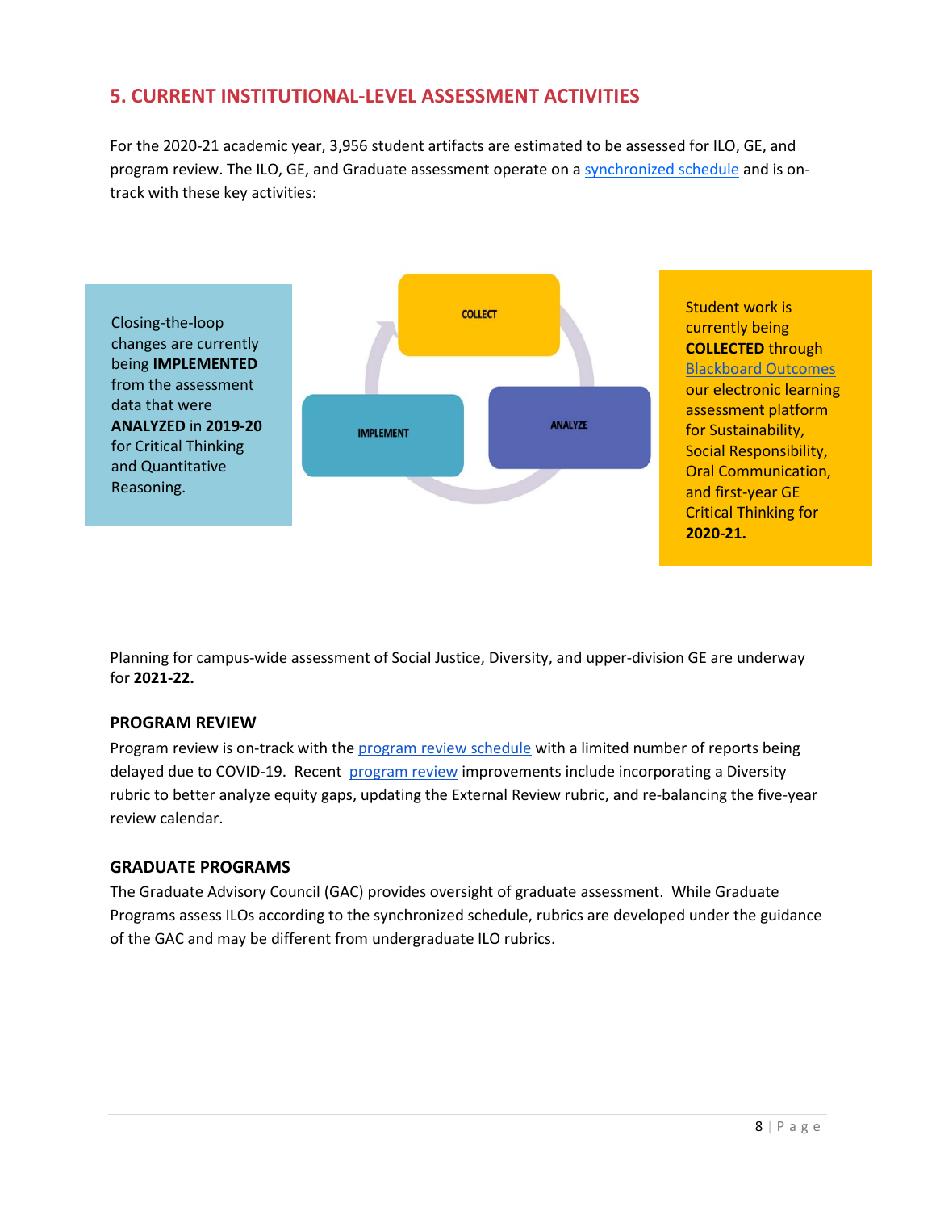## 5. CURRENT INSTITUTIONAL-LEVEL ASSESSMENT ACTIVITIES

For the 2020-21 academic year, 3,956 student artifacts are estimated to be assessed for ILO, GE, and program review. The ILO, GE, and Graduate assessment operate on a synchronized schedule and is on-track with these key activities:

Closing-the-loop changes are currently being **IMPLEMENTED** from the assessment data that were **ANALYZED** in **2019-20** for Critical Thinking and Quantitative Reasoning.

COLLECT

IMPLEMENT

ANALYZE

Student work is currently being **COLLECTED** through Blackboard Outcomes our electronic learning assessment platform for Sustainability, Social Responsibility, Oral Communication, and first-year GE Critical Thinking for **2020-21.**

Planning for campus-wide assessment of Social Justice, Diversity, and upper-division GE are underway for **2021-22.**

### PROGRAM REVIEW

Program review is on-track with the program review schedule with a limited number of reports being delayed due to COVID-19. Recent program review improvements include incorporating a Diversity rubric to better analyze equity gaps, updating the External Review rubric, and re-balancing the five-year review calendar.

### GRADUATE PROGRAMS

The Graduate Advisory Council (GAC) provides oversight of graduate assessment. While Graduate Programs assess ILOs according to the synchronized schedule, rubrics are developed under the guidance of the GAC and may be different from undergraduate ILO rubrics.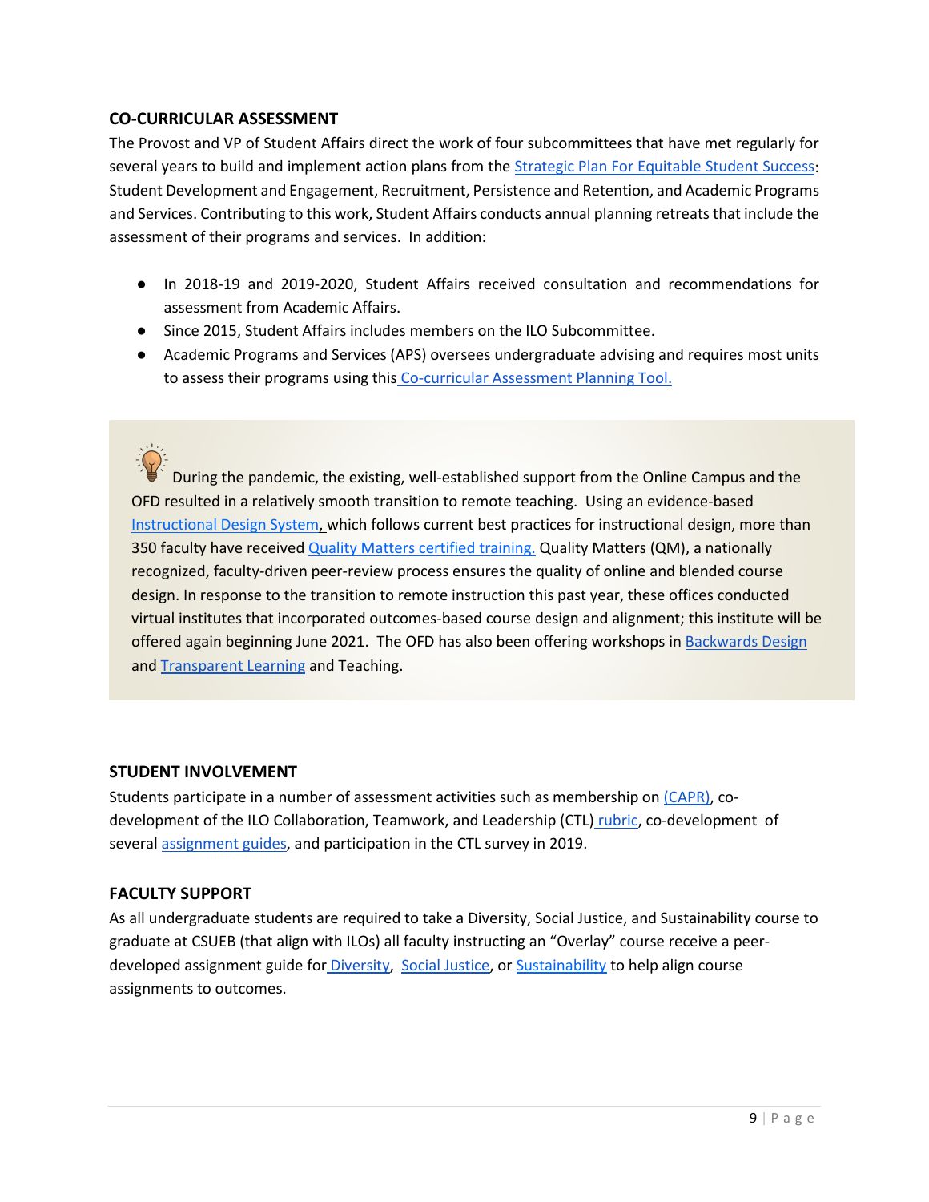## CO-CURRICULAR ASSESSMENT

The Provost and VP of Student Affairs direct the work of four subcommittees that have met regularly for several years to build and implement action plans from the Strategic Plan For Equitable Student Success: Student Development and Engagement, Recruitment, Persistence and Retention, and Academic Programs and Services. Contributing to this work, Student Affairs conducts annual planning retreats that include the assessment of their programs and services. In addition:

- In 2018-19 and 2019-2020, Student Affairs received consultation and recommendations for assessment from Academic Affairs.
- Since 2015, Student Affairs includes members on the ILO Subcommittee.
- Academic Programs and Services (APS) oversees undergraduate advising and requires most units to assess their programs using this Co-curricular Assessment Planning Tool.

> During the pandemic, the existing, well-established support from the Online Campus and the OFD resulted in a relatively smooth transition to remote teaching. Using an evidence-based Instructional Design System, which follows current best practices for instructional design, more than 350 faculty have received Quality Matters certified training. Quality Matters (QM), a nationally recognized, faculty-driven peer-review process ensures the quality of online and blended course design. In response to the transition to remote instruction this past year, these offices conducted virtual institutes that incorporated outcomes-based course design and alignment; this institute will be offered again beginning June 2021. The OFD has also been offering workshops in Backwards Design and Transparent Learning and Teaching.

## STUDENT INVOLVEMENT

Students participate in a number of assessment activities such as membership on (CAPR), co-development of the ILO Collaboration, Teamwork, and Leadership (CTL) rubric, co-development of several assignment guides, and participation in the CTL survey in 2019.

## FACULTY SUPPORT

As all undergraduate students are required to take a Diversity, Social Justice, and Sustainability course to graduate at CSUEB (that align with ILOs) all faculty instructing an "Overlay" course receive a peer-developed assignment guide for Diversity, Social Justice, or Sustainability to help align course assignments to outcomes.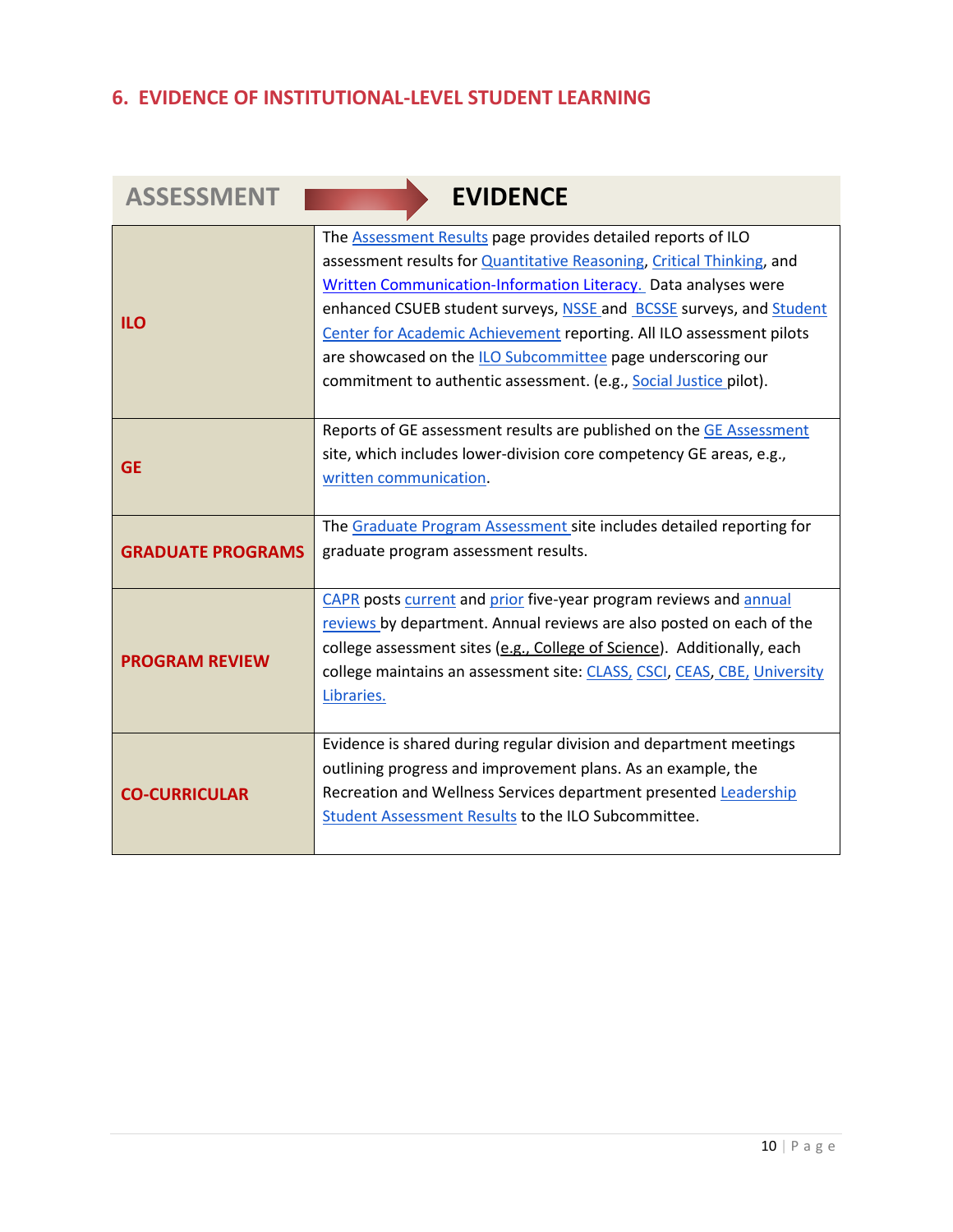## 6. EVIDENCE OF INSTITUTIONAL-LEVEL STUDENT LEARNING

| ASSESSMENT | EVIDENCE |
|---|---|
| **ILO** | The Assessment Results page provides detailed reports of ILO assessment results for Quantitative Reasoning, Critical Thinking, and Written Communication-Information Literacy. Data analyses were enhanced CSUEB student surveys, NSSE and BCSSE surveys, and Student Center for Academic Achievement reporting. All ILO assessment pilots are showcased on the ILO Subcommittee page underscoring our commitment to authentic assessment. (e.g., Social Justice pilot). |
| **GE** | Reports of GE assessment results are published on the GE Assessment site, which includes lower-division core competency GE areas, e.g., written communication. |
| **GRADUATE PROGRAMS** | The Graduate Program Assessment site includes detailed reporting for graduate program assessment results. |
| **PROGRAM REVIEW** | CAPR posts current and prior five-year program reviews and annual reviews by department. Annual reviews are also posted on each of the college assessment sites (e.g., College of Science). Additionally, each college maintains an assessment site: CLASS, CSCI, CEAS, CBE, University Libraries. |
| **CO-CURRICULAR** | Evidence is shared during regular division and department meetings outlining progress and improvement plans. As an example, the Recreation and Wellness Services department presented Leadership Student Assessment Results to the ILO Subcommittee. |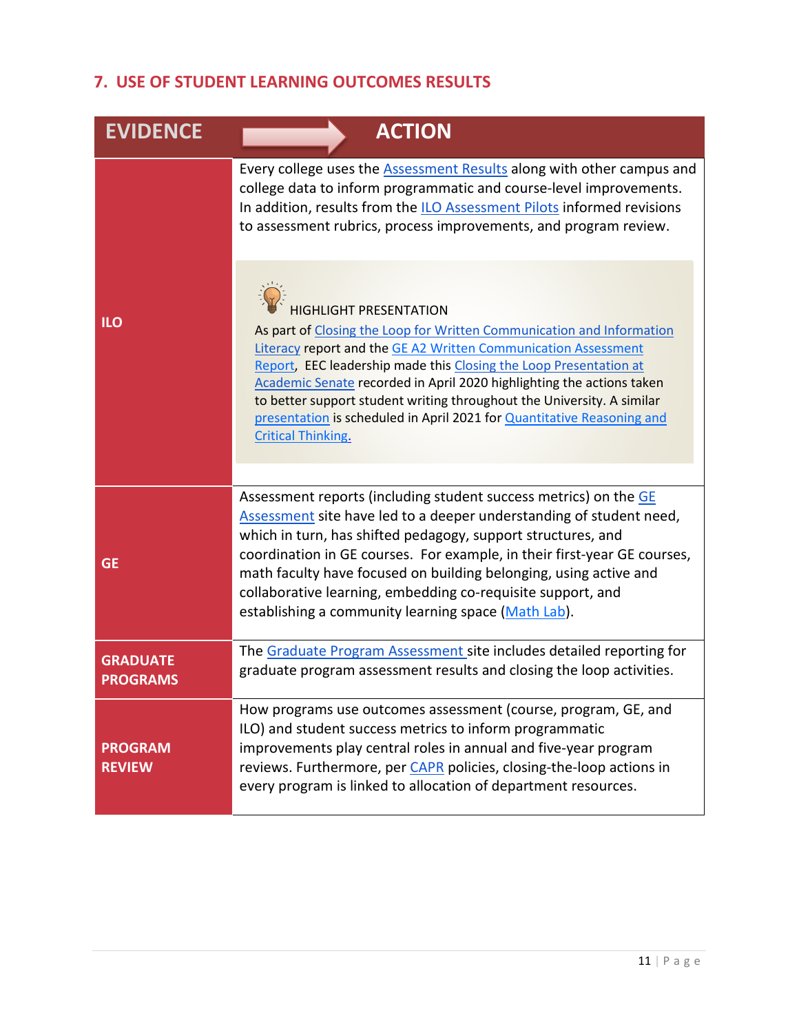## 7. USE OF STUDENT LEARNING OUTCOMES RESULTS

| EVIDENCE | ACTION |
|---|---|
| **ILO** | Every college uses the Assessment Results along with other campus and college data to inform programmatic and course-level improvements. In addition, results from the ILO Assessment Pilots informed revisions to assessment rubrics, process improvements, and program review.<br><br>HIGHLIGHT PRESENTATION<br>As part of Closing the Loop for Written Communication and Information Literacy report and the GE A2 Written Communication Assessment Report, EEC leadership made this Closing the Loop Presentation at Academic Senate recorded in April 2020 highlighting the actions taken to better support student writing throughout the University. A similar presentation is scheduled in April 2021 for Quantitative Reasoning and Critical Thinking. |
| **GE** | Assessment reports (including student success metrics) on the GE Assessment site have led to a deeper understanding of student need, which in turn, has shifted pedagogy, support structures, and coordination in GE courses. For example, in their first-year GE courses, math faculty have focused on building belonging, using active and collaborative learning, embedding co-requisite support, and establishing a community learning space (Math Lab). |
| **GRADUATE PROGRAMS** | The Graduate Program Assessment site includes detailed reporting for graduate program assessment results and closing the loop activities. |
| **PROGRAM REVIEW** | How programs use outcomes assessment (course, program, GE, and ILO) and student success metrics to inform programmatic improvements play central roles in annual and five-year program reviews. Furthermore, per CAPR policies, closing-the-loop actions in every program is linked to allocation of department resources. |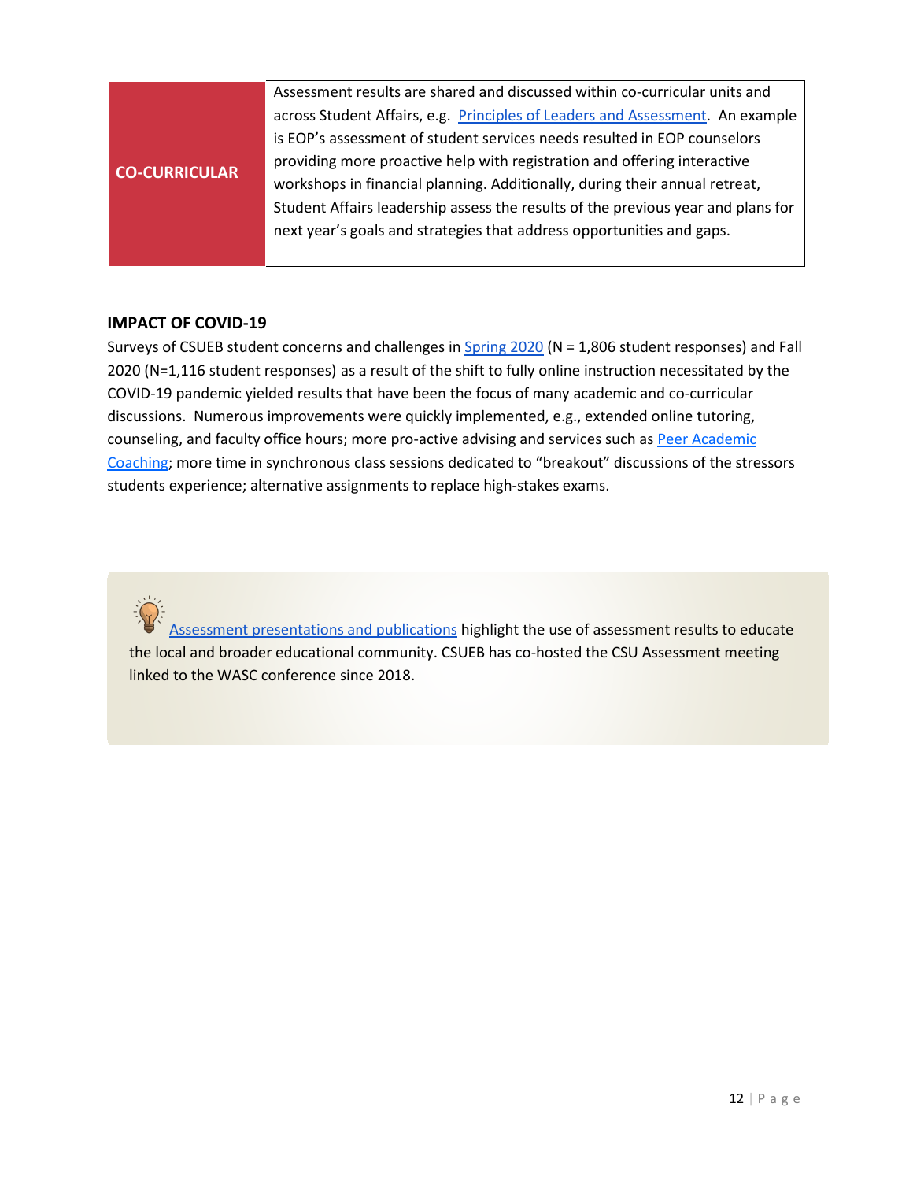| CO-CURRICULAR | Assessment results are shared and discussed within co-curricular units and across Student Affairs, e.g. Principles of Leaders and Assessment. An example is EOP's assessment of student services needs resulted in EOP counselors providing more proactive help with registration and offering interactive workshops in financial planning. Additionally, during their annual retreat, Student Affairs leadership assess the results of the previous year and plans for next year's goals and strategies that address opportunities and gaps. |
|---|---|

## IMPACT OF COVID-19

Surveys of CSUEB student concerns and challenges in Spring 2020 (N = 1,806 student responses) and Fall 2020 (N=1,116 student responses) as a result of the shift to fully online instruction necessitated by the COVID-19 pandemic yielded results that have been the focus of many academic and co-curricular discussions. Numerous improvements were quickly implemented, e.g., extended online tutoring, counseling, and faculty office hours; more pro-active advising and services such as Peer Academic Coaching; more time in synchronous class sessions dedicated to "breakout" discussions of the stressors students experience; alternative assignments to replace high-stakes exams.

Assessment presentations and publications highlight the use of assessment results to educate the local and broader educational community. CSUEB has co-hosted the CSU Assessment meeting linked to the WASC conference since 2018.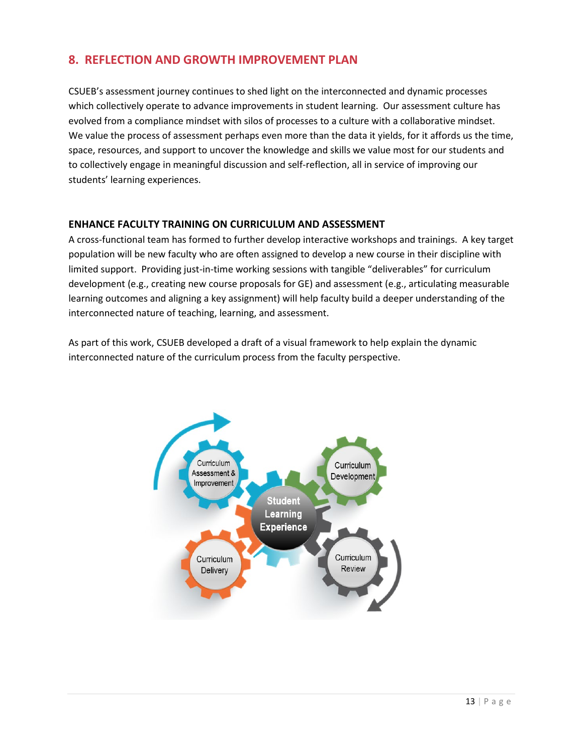## 8. REFLECTION AND GROWTH IMPROVEMENT PLAN

CSUEB's assessment journey continues to shed light on the interconnected and dynamic processes which collectively operate to advance improvements in student learning. Our assessment culture has evolved from a compliance mindset with silos of processes to a culture with a collaborative mindset. We value the process of assessment perhaps even more than the data it yields, for it affords us the time, space, resources, and support to uncover the knowledge and skills we value most for our students and to collectively engage in meaningful discussion and self-reflection, all in service of improving our students' learning experiences.

### ENHANCE FACULTY TRAINING ON CURRICULUM AND ASSESSMENT

A cross-functional team has formed to further develop interactive workshops and trainings. A key target population will be new faculty who are often assigned to develop a new course in their discipline with limited support. Providing just-in-time working sessions with tangible "deliverables" for curriculum development (e.g., creating new course proposals for GE) and assessment (e.g., articulating measurable learning outcomes and aligning a key assignment) will help faculty build a deeper understanding of the interconnected nature of teaching, learning, and assessment.

As part of this work, CSUEB developed a draft of a visual framework to help explain the dynamic interconnected nature of the curriculum process from the faculty perspective.

Curriculum Assessment & Improvement

Curriculum Development

Student Learning Experience

Curriculum Delivery

Curriculum Review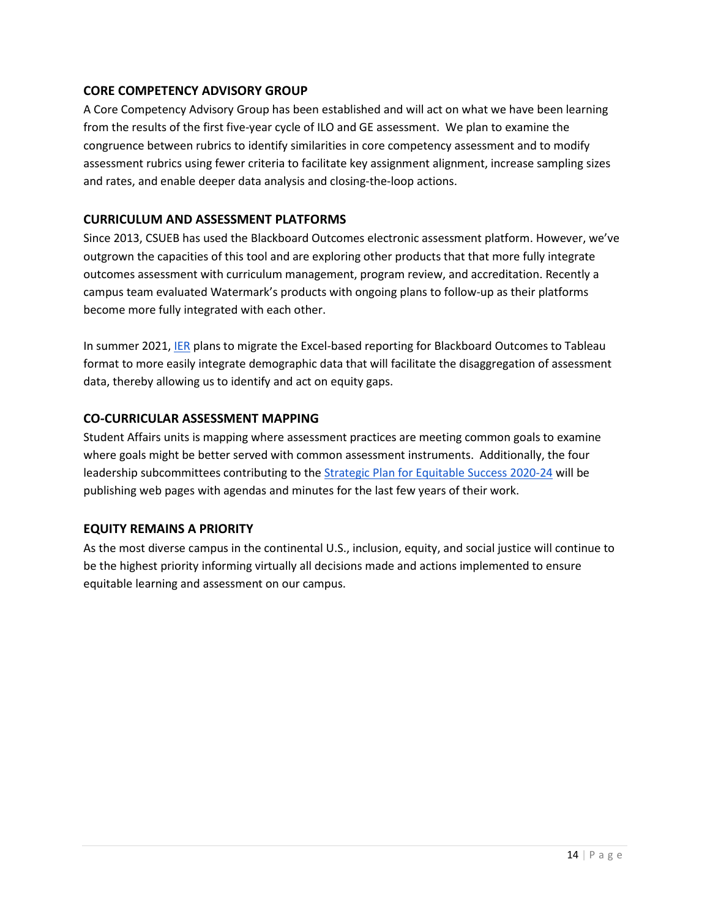### CORE COMPETENCY ADVISORY GROUP

A Core Competency Advisory Group has been established and will act on what we have been learning from the results of the first five-year cycle of ILO and GE assessment. We plan to examine the congruence between rubrics to identify similarities in core competency assessment and to modify assessment rubrics using fewer criteria to facilitate key assignment alignment, increase sampling sizes and rates, and enable deeper data analysis and closing-the-loop actions.

### CURRICULUM AND ASSESSMENT PLATFORMS

Since 2013, CSUEB has used the Blackboard Outcomes electronic assessment platform. However, we've outgrown the capacities of this tool and are exploring other products that that more fully integrate outcomes assessment with curriculum management, program review, and accreditation. Recently a campus team evaluated Watermark's products with ongoing plans to follow-up as their platforms become more fully integrated with each other.

In summer 2021, IER plans to migrate the Excel-based reporting for Blackboard Outcomes to Tableau format to more easily integrate demographic data that will facilitate the disaggregation of assessment data, thereby allowing us to identify and act on equity gaps.

### CO-CURRICULAR ASSESSMENT MAPPING

Student Affairs units is mapping where assessment practices are meeting common goals to examine where goals might be better served with common assessment instruments. Additionally, the four leadership subcommittees contributing to the Strategic Plan for Equitable Success 2020-24 will be publishing web pages with agendas and minutes for the last few years of their work.

### EQUITY REMAINS A PRIORITY

As the most diverse campus in the continental U.S., inclusion, equity, and social justice will continue to be the highest priority informing virtually all decisions made and actions implemented to ensure equitable learning and assessment on our campus.